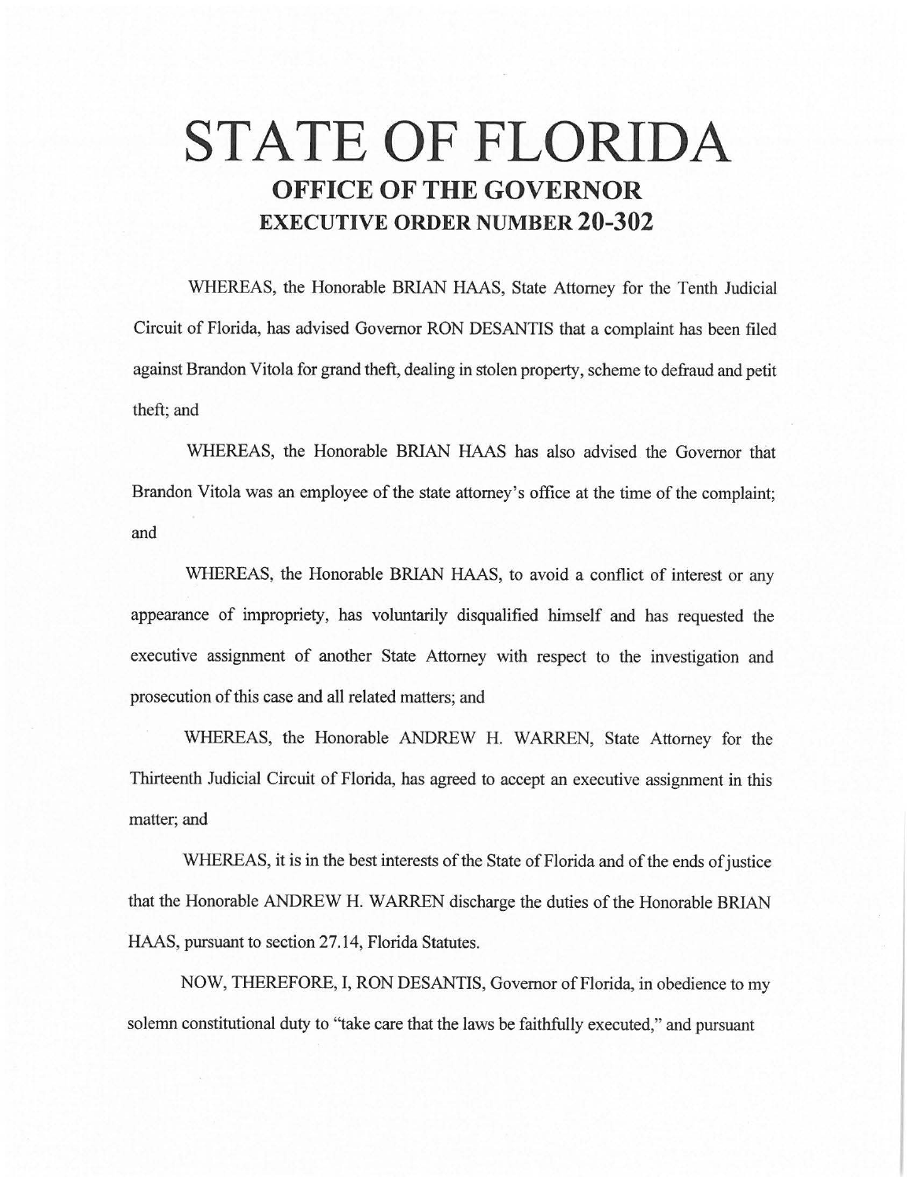# STATE OF FLORIDA

## OFFICE OF THE GOVERNOR

## EXECUTIVE ORDER NUMBER 20-302

WHEREAS, the Honorable BRIAN HAAS, State Attorney for the Tenth Judicial Circuit of Florida, has advised Governor RON DESANTIS that a complaint has been filed against Brandon Vitola for grand theft, dealing in stolen property, scheme to defraud and petit theft; and

WHEREAS, the Honorable BRIAN HAAS has also advised the Governor that Brandon Vitola was an employee of the state attorney's office at the time of the complaint; and

WHEREAS, the Honorable BRIAN HAAS, to avoid a conflict of interest or any appearance of impropriety, has voluntarily disqualified himself and has requested the executive assignment of another State Attorney with respect to the investigation and prosecution of this case and all related matters; and

WHEREAS, the Honorable ANDREW H. WARREN, State Attorney for the Thirteenth Judicial Circuit of Florida, has agreed to accept an executive assignment in this matter; and

WHEREAS, it is in the best interests of the State of Florida and of the ends of justice that the Honorable ANDREW H. WARREN discharge the duties of the Honorable BRIAN HAAS, pursuant to section 27.14, Florida Statutes.

NOW, THEREFORE, I, RON DESANTIS, Governor of Florida, in obedience to my solemn constitutional duty to "take care that the laws be faithfully executed," and pursuant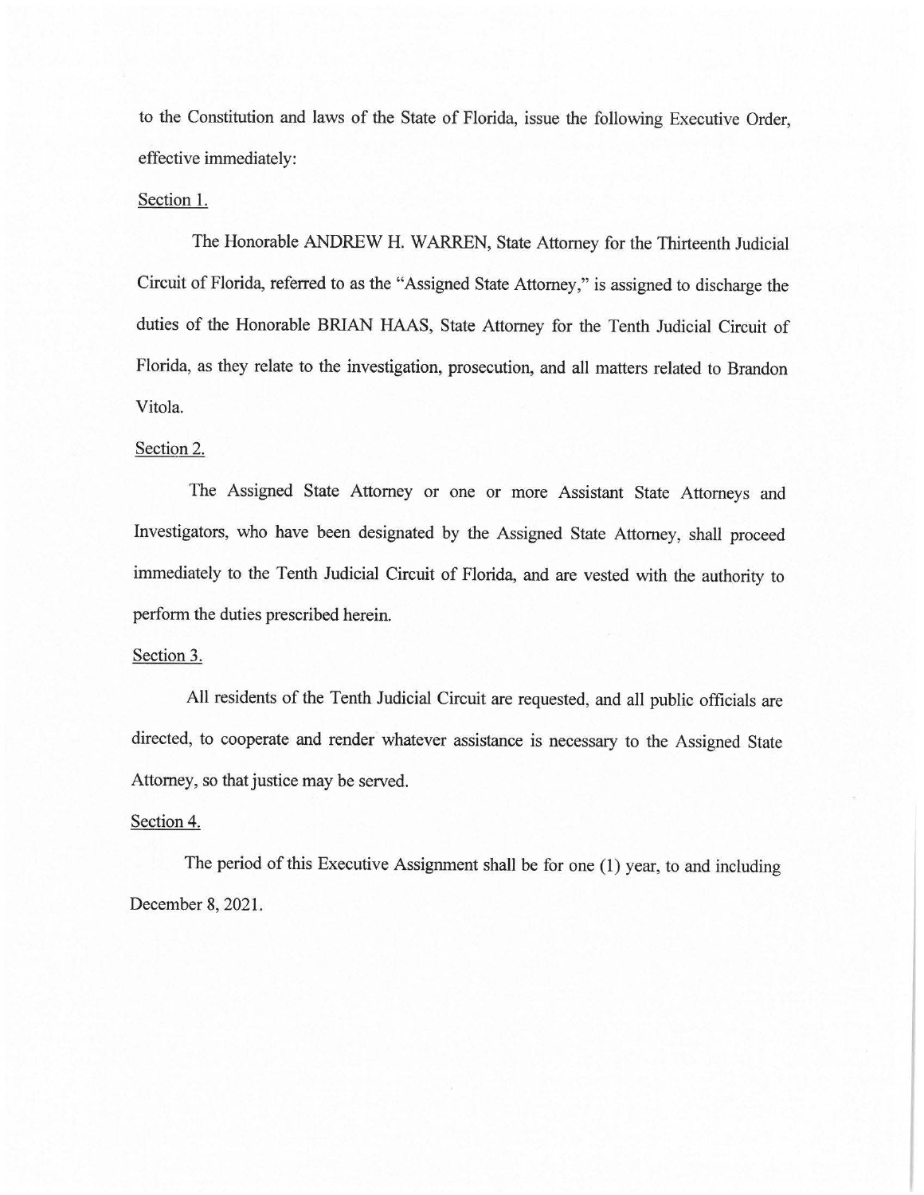to the Constitution and laws of the State of Florida, issue the following Executive Order, effective immediately:

Section 1.

The Honorable ANDREW H. WARREN, State Attorney for the Thirteenth Judicial Circuit of Florida, referred to as the "Assigned State Attorney," is assigned to discharge the duties of the Honorable BRIAN HAAS, State Attorney for the Tenth Judicial Circuit of Florida, as they relate to the investigation, prosecution, and all matters related to Brandon Vitola.

Section 2.

The Assigned State Attorney or one or more Assistant State Attorneys and Investigators, who have been designated by the Assigned State Attorney, shall proceed immediately to the Tenth Judicial Circuit of Florida, and are vested with the authority to perform the duties prescribed herein.

Section 3.

All residents of the Tenth Judicial Circuit are requested, and all public officials are directed, to cooperate and render whatever assistance is necessary to the Assigned State Attorney, so that justice may be served.

Section 4.

The period of this Executive Assignment shall be for one (1) year, to and including December 8, 2021.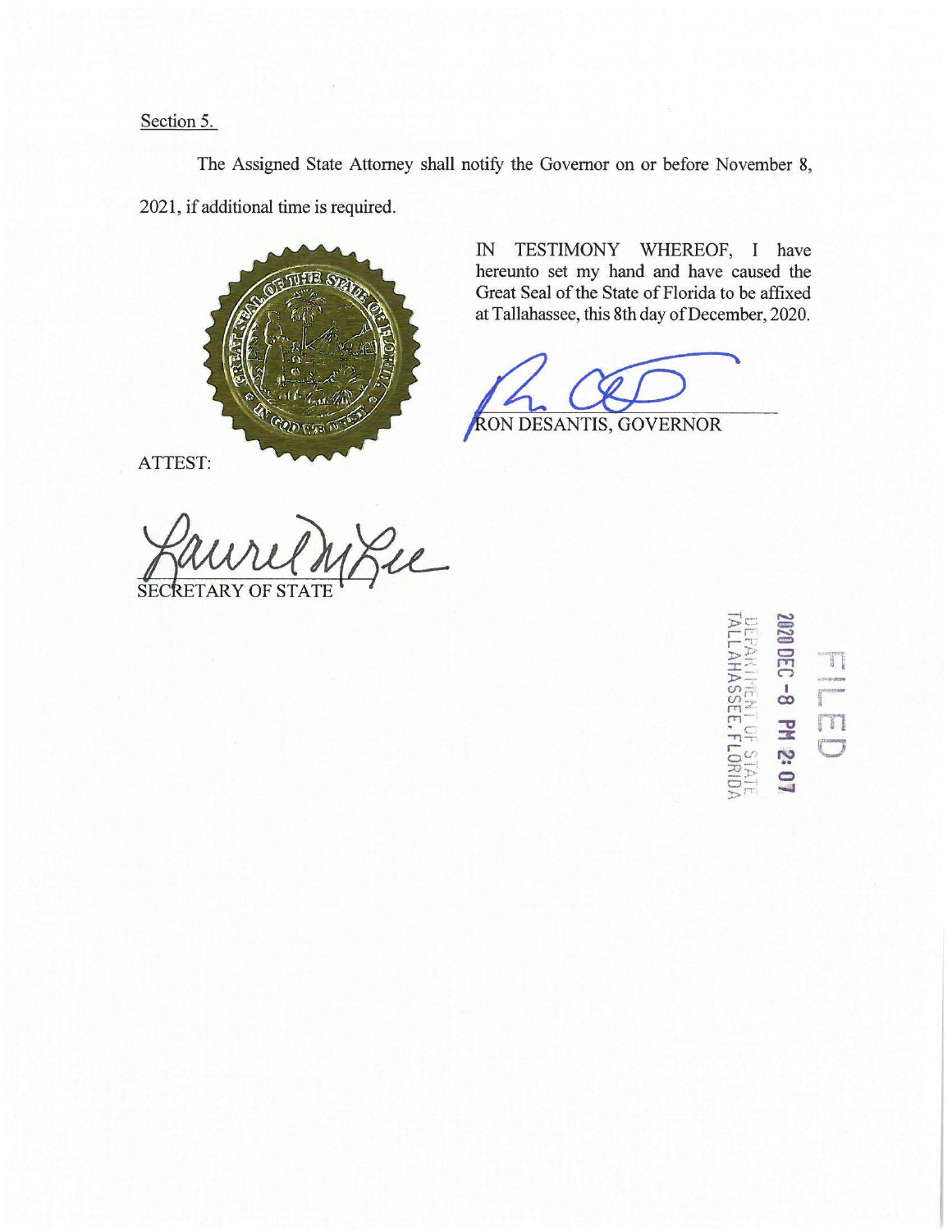Section 5.

The Assigned State Attorney shall notify the Governor on or before November 8, 2021, if additional time is required.

IN TESTIMONY WHEREOF, I have hereunto set my hand and have caused the Great Seal of the State of Florida to be affixed at Tallahassee, this 8th day of December, 2020.

RON DESANTIS, GOVERNOR

ATTEST:

SECRETARY OF STATE

FILED

2020 DEC -8 PM 2:07

DEPARTMENT OF STATE
TALLAHASSEE, FLORIDA